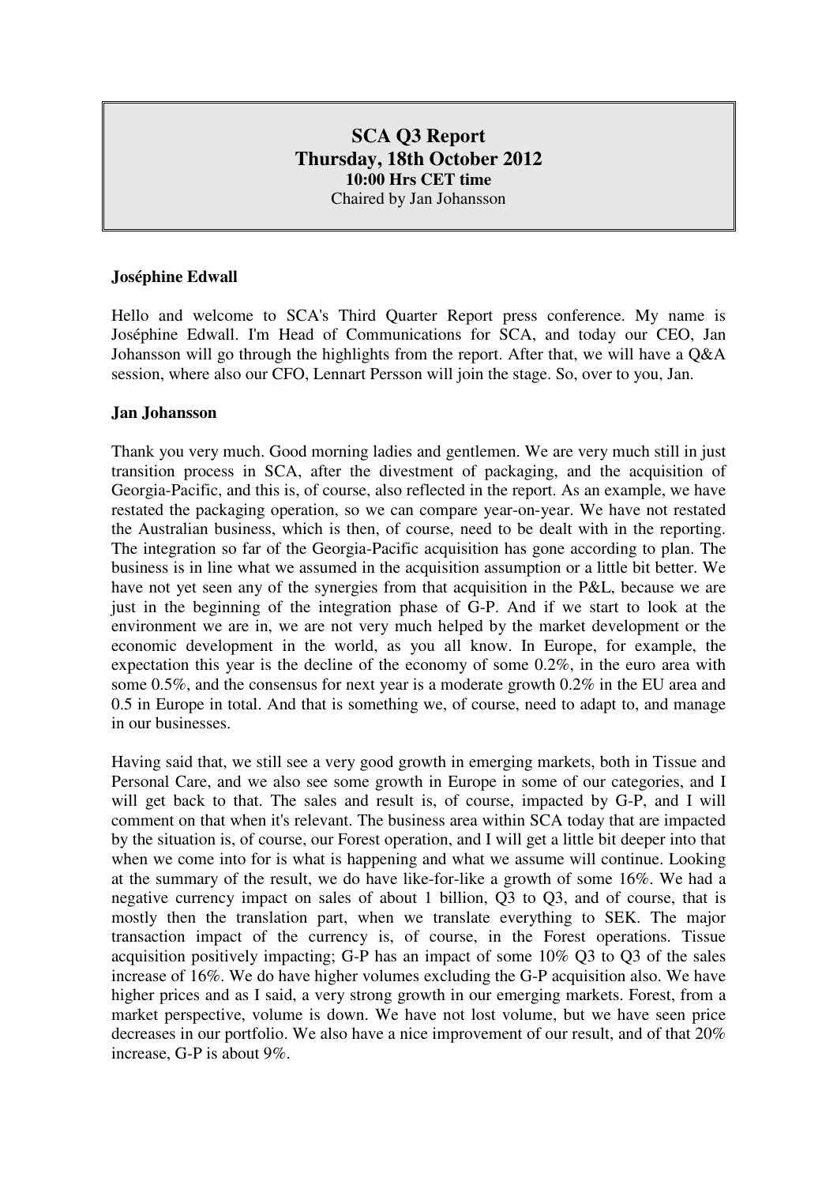**SCA Q3 Report**
**Thursday, 18th October 2012**
**10:00 Hrs CET time**
Chaired by Jan Johansson

**Joséphine Edwall**

Hello and welcome to SCA's Third Quarter Report press conference. My name is Joséphine Edwall. I'm Head of Communications for SCA, and today our CEO, Jan Johansson will go through the highlights from the report. After that, we will have a Q&A session, where also our CFO, Lennart Persson will join the stage. So, over to you, Jan.

**Jan Johansson**

Thank you very much. Good morning ladies and gentlemen. We are very much still in just transition process in SCA, after the divestment of packaging, and the acquisition of Georgia-Pacific, and this is, of course, also reflected in the report. As an example, we have restated the packaging operation, so we can compare year-on-year. We have not restated the Australian business, which is then, of course, need to be dealt with in the reporting. The integration so far of the Georgia-Pacific acquisition has gone according to plan. The business is in line what we assumed in the acquisition assumption or a little bit better. We have not yet seen any of the synergies from that acquisition in the P&L, because we are just in the beginning of the integration phase of G-P. And if we start to look at the environment we are in, we are not very much helped by the market development or the economic development in the world, as you all know. In Europe, for example, the expectation this year is the decline of the economy of some 0.2%, in the euro area with some 0.5%, and the consensus for next year is a moderate growth 0.2% in the EU area and 0.5 in Europe in total. And that is something we, of course, need to adapt to, and manage in our businesses.

Having said that, we still see a very good growth in emerging markets, both in Tissue and Personal Care, and we also see some growth in Europe in some of our categories, and I will get back to that. The sales and result is, of course, impacted by G-P, and I will comment on that when it's relevant. The business area within SCA today that are impacted by the situation is, of course, our Forest operation, and I will get a little bit deeper into that when we come into for is what is happening and what we assume will continue. Looking at the summary of the result, we do have like-for-like a growth of some 16%. We had a negative currency impact on sales of about 1 billion, Q3 to Q3, and of course, that is mostly then the translation part, when we translate everything to SEK. The major transaction impact of the currency is, of course, in the Forest operations. Tissue acquisition positively impacting; G-P has an impact of some 10% Q3 to Q3 of the sales increase of 16%. We do have higher volumes excluding the G-P acquisition also. We have higher prices and as I said, a very strong growth in our emerging markets. Forest, from a market perspective, volume is down. We have not lost volume, but we have seen price decreases in our portfolio. We also have a nice improvement of our result, and of that 20% increase, G-P is about 9%.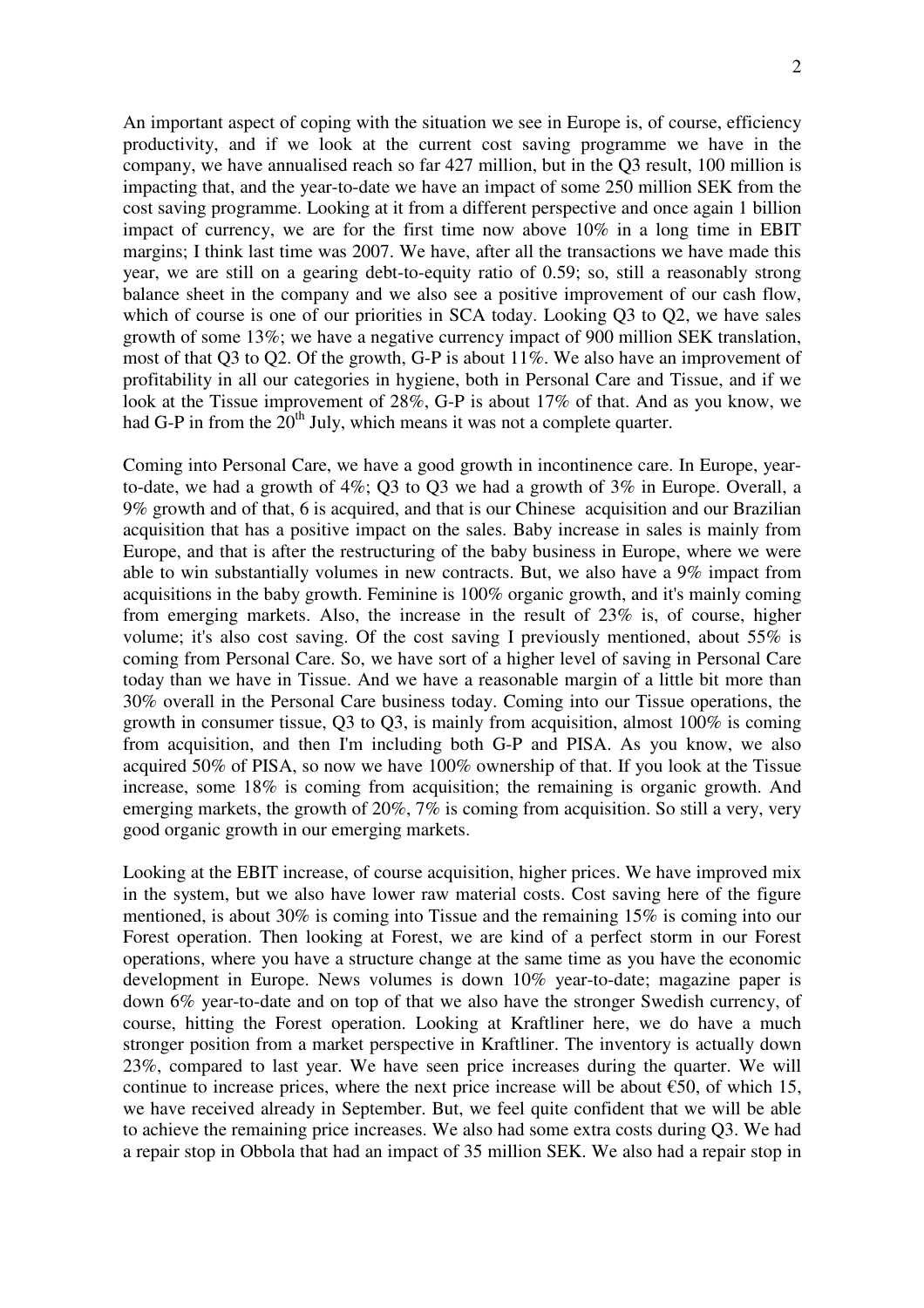An important aspect of coping with the situation we see in Europe is, of course, efficiency productivity, and if we look at the current cost saving programme we have in the company, we have annualised reach so far 427 million, but in the Q3 result, 100 million is impacting that, and the year-to-date we have an impact of some 250 million SEK from the cost saving programme. Looking at it from a different perspective and once again 1 billion impact of currency, we are for the first time now above 10% in a long time in EBIT margins; I think last time was 2007. We have, after all the transactions we have made this year, we are still on a gearing debt-to-equity ratio of 0.59; so, still a reasonably strong balance sheet in the company and we also see a positive improvement of our cash flow, which of course is one of our priorities in SCA today. Looking Q3 to Q2, we have sales growth of some 13%; we have a negative currency impact of 900 million SEK translation, most of that Q3 to Q2. Of the growth, G-P is about 11%. We also have an improvement of profitability in all our categories in hygiene, both in Personal Care and Tissue, and if we look at the Tissue improvement of 28%, G-P is about 17% of that. And as you know, we had G-P in from the 20th July, which means it was not a complete quarter.

Coming into Personal Care, we have a good growth in incontinence care. In Europe, year-to-date, we had a growth of 4%; Q3 to Q3 we had a growth of 3% in Europe. Overall, a 9% growth and of that, 6 is acquired, and that is our Chinese acquisition and our Brazilian acquisition that has a positive impact on the sales. Baby increase in sales is mainly from Europe, and that is after the restructuring of the baby business in Europe, where we were able to win substantially volumes in new contracts. But, we also have a 9% impact from acquisitions in the baby growth. Feminine is 100% organic growth, and it's mainly coming from emerging markets. Also, the increase in the result of 23% is, of course, higher volume; it's also cost saving. Of the cost saving I previously mentioned, about 55% is coming from Personal Care. So, we have sort of a higher level of saving in Personal Care today than we have in Tissue. And we have a reasonable margin of a little bit more than 30% overall in the Personal Care business today. Coming into our Tissue operations, the growth in consumer tissue, Q3 to Q3, is mainly from acquisition, almost 100% is coming from acquisition, and then I'm including both G-P and PISA. As you know, we also acquired 50% of PISA, so now we have 100% ownership of that. If you look at the Tissue increase, some 18% is coming from acquisition; the remaining is organic growth. And emerging markets, the growth of 20%, 7% is coming from acquisition. So still a very, very good organic growth in our emerging markets.

Looking at the EBIT increase, of course acquisition, higher prices. We have improved mix in the system, but we also have lower raw material costs. Cost saving here of the figure mentioned, is about 30% is coming into Tissue and the remaining 15% is coming into our Forest operation. Then looking at Forest, we are kind of a perfect storm in our Forest operations, where you have a structure change at the same time as you have the economic development in Europe. News volumes is down 10% year-to-date; magazine paper is down 6% year-to-date and on top of that we also have the stronger Swedish currency, of course, hitting the Forest operation. Looking at Kraftliner here, we do have a much stronger position from a market perspective in Kraftliner. The inventory is actually down 23%, compared to last year. We have seen price increases during the quarter. We will continue to increase prices, where the next price increase will be about €50, of which 15, we have received already in September. But, we feel quite confident that we will be able to achieve the remaining price increases. We also had some extra costs during Q3. We had a repair stop in Obbola that had an impact of 35 million SEK. We also had a repair stop in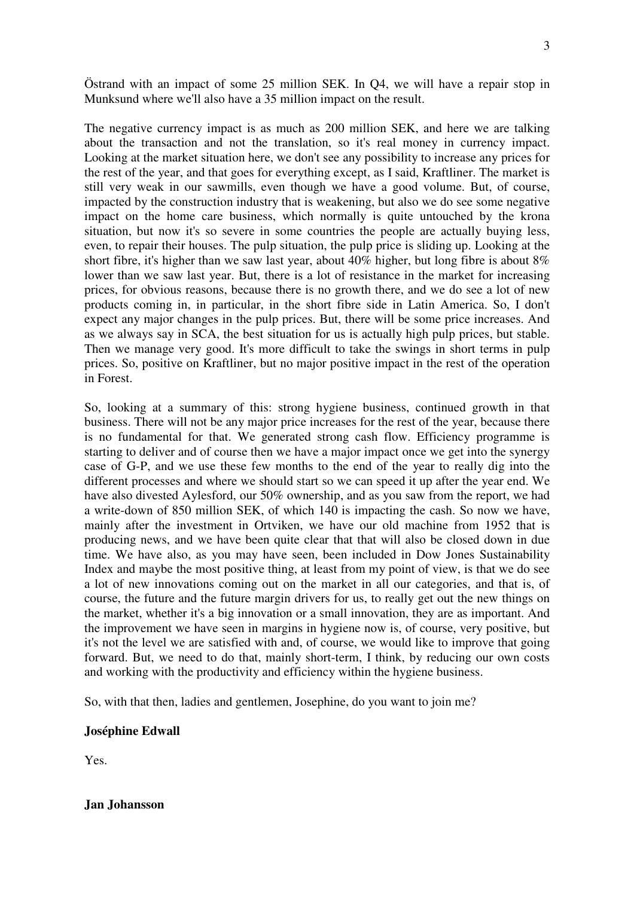Östrand with an impact of some 25 million SEK. In Q4, we will have a repair stop in Munksund where we'll also have a 35 million impact on the result.

The negative currency impact is as much as 200 million SEK, and here we are talking about the transaction and not the translation, so it's real money in currency impact. Looking at the market situation here, we don't see any possibility to increase any prices for the rest of the year, and that goes for everything except, as I said, Kraftliner. The market is still very weak in our sawmills, even though we have a good volume. But, of course, impacted by the construction industry that is weakening, but also we do see some negative impact on the home care business, which normally is quite untouched by the krona situation, but now it's so severe in some countries the people are actually buying less, even, to repair their houses. The pulp situation, the pulp price is sliding up. Looking at the short fibre, it's higher than we saw last year, about 40% higher, but long fibre is about 8% lower than we saw last year. But, there is a lot of resistance in the market for increasing prices, for obvious reasons, because there is no growth there, and we do see a lot of new products coming in, in particular, in the short fibre side in Latin America. So, I don't expect any major changes in the pulp prices. But, there will be some price increases. And as we always say in SCA, the best situation for us is actually high pulp prices, but stable. Then we manage very good. It's more difficult to take the swings in short terms in pulp prices. So, positive on Kraftliner, but no major positive impact in the rest of the operation in Forest.

So, looking at a summary of this: strong hygiene business, continued growth in that business. There will not be any major price increases for the rest of the year, because there is no fundamental for that. We generated strong cash flow. Efficiency programme is starting to deliver and of course then we have a major impact once we get into the synergy case of G-P, and we use these few months to the end of the year to really dig into the different processes and where we should start so we can speed it up after the year end. We have also divested Aylesford, our 50% ownership, and as you saw from the report, we had a write-down of 850 million SEK, of which 140 is impacting the cash. So now we have, mainly after the investment in Ortviken, we have our old machine from 1952 that is producing news, and we have been quite clear that that will also be closed down in due time. We have also, as you may have seen, been included in Dow Jones Sustainability Index and maybe the most positive thing, at least from my point of view, is that we do see a lot of new innovations coming out on the market in all our categories, and that is, of course, the future and the future margin drivers for us, to really get out the new things on the market, whether it's a big innovation or a small innovation, they are as important. And the improvement we have seen in margins in hygiene now is, of course, very positive, but it's not the level we are satisfied with and, of course, we would like to improve that going forward. But, we need to do that, mainly short-term, I think, by reducing our own costs and working with the productivity and efficiency within the hygiene business.

So, with that then, ladies and gentlemen, Josephine, do you want to join me?

**Joséphine Edwall**

Yes.

**Jan Johansson**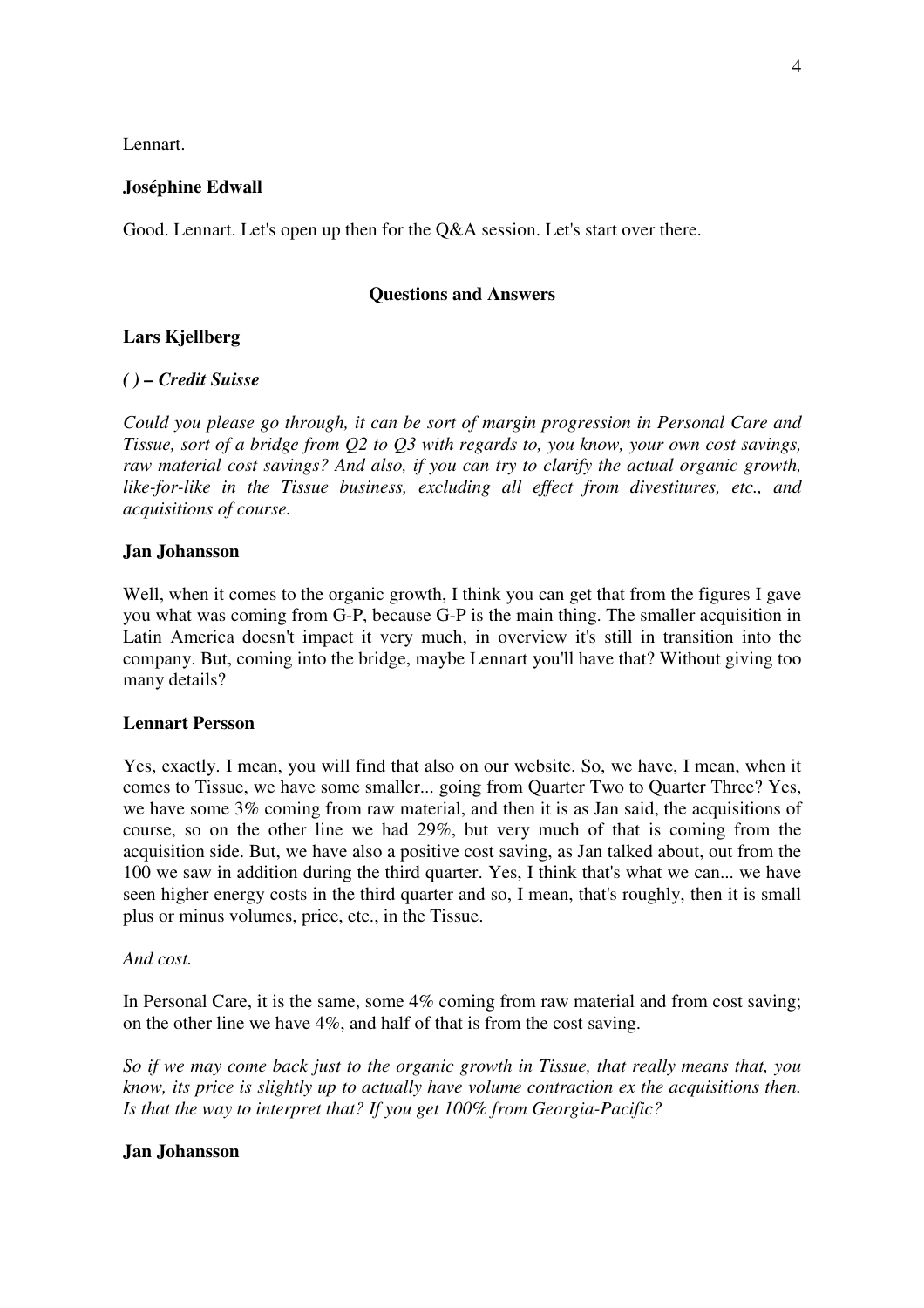Lennart.

**Joséphine Edwall**

Good. Lennart. Let's open up then for the Q&A session. Let's start over there.

## Questions and Answers

**Lars Kjellberg**

***( ) – Credit Suisse***

*Could you please go through, it can be sort of margin progression in Personal Care and Tissue, sort of a bridge from Q2 to Q3 with regards to, you know, your own cost savings, raw material cost savings? And also, if you can try to clarify the actual organic growth, like-for-like in the Tissue business, excluding all effect from divestitures, etc., and acquisitions of course.*

**Jan Johansson**

Well, when it comes to the organic growth, I think you can get that from the figures I gave you what was coming from G-P, because G-P is the main thing. The smaller acquisition in Latin America doesn't impact it very much, in overview it's still in transition into the company. But, coming into the bridge, maybe Lennart you'll have that? Without giving too many details?

**Lennart Persson**

Yes, exactly. I mean, you will find that also on our website. So, we have, I mean, when it comes to Tissue, we have some smaller... going from Quarter Two to Quarter Three? Yes, we have some 3% coming from raw material, and then it is as Jan said, the acquisitions of course, so on the other line we had 29%, but very much of that is coming from the acquisition side. But, we have also a positive cost saving, as Jan talked about, out from the 100 we saw in addition during the third quarter. Yes, I think that's what we can... we have seen higher energy costs in the third quarter and so, I mean, that's roughly, then it is small plus or minus volumes, price, etc., in the Tissue.

*And cost.*

In Personal Care, it is the same, some 4% coming from raw material and from cost saving; on the other line we have 4%, and half of that is from the cost saving.

*So if we may come back just to the organic growth in Tissue, that really means that, you know, its price is slightly up to actually have volume contraction ex the acquisitions then. Is that the way to interpret that? If you get 100% from Georgia-Pacific?*

**Jan Johansson**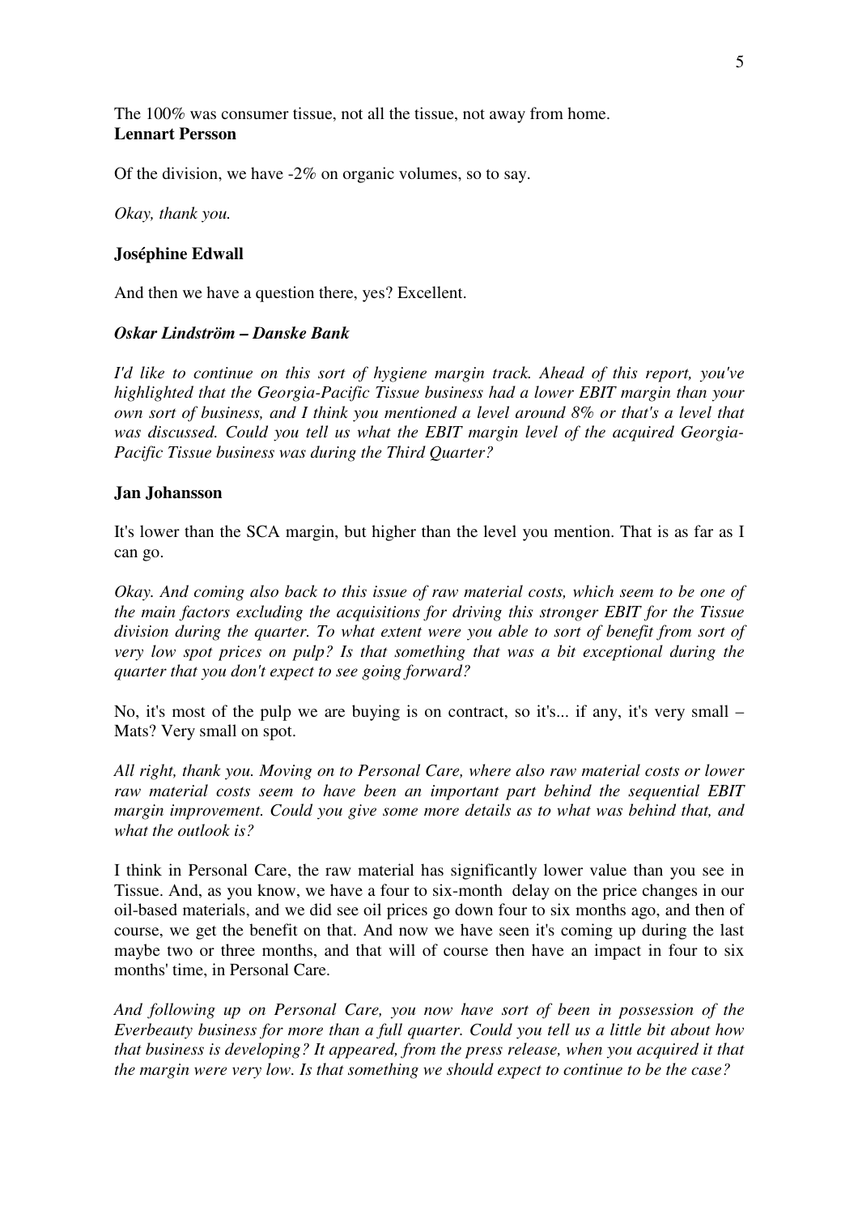The 100% was consumer tissue, not all the tissue, not away from home.
**Lennart Persson**

Of the division, we have -2% on organic volumes, so to say.

*Okay, thank you.*

**Joséphine Edwall**

And then we have a question there, yes? Excellent.

***Oskar Lindström – Danske Bank***

*I'd like to continue on this sort of hygiene margin track. Ahead of this report, you've highlighted that the Georgia-Pacific Tissue business had a lower EBIT margin than your own sort of business, and I think you mentioned a level around 8% or that's a level that was discussed. Could you tell us what the EBIT margin level of the acquired Georgia-Pacific Tissue business was during the Third Quarter?*

**Jan Johansson**

It's lower than the SCA margin, but higher than the level you mention. That is as far as I can go.

*Okay. And coming also back to this issue of raw material costs, which seem to be one of the main factors excluding the acquisitions for driving this stronger EBIT for the Tissue division during the quarter. To what extent were you able to sort of benefit from sort of very low spot prices on pulp? Is that something that was a bit exceptional during the quarter that you don't expect to see going forward?*

No, it's most of the pulp we are buying is on contract, so it's... if any, it's very small – Mats? Very small on spot.

*All right, thank you. Moving on to Personal Care, where also raw material costs or lower raw material costs seem to have been an important part behind the sequential EBIT margin improvement. Could you give some more details as to what was behind that, and what the outlook is?*

I think in Personal Care, the raw material has significantly lower value than you see in Tissue. And, as you know, we have a four to six-month delay on the price changes in our oil-based materials, and we did see oil prices go down four to six months ago, and then of course, we get the benefit on that. And now we have seen it's coming up during the last maybe two or three months, and that will of course then have an impact in four to six months' time, in Personal Care.

*And following up on Personal Care, you now have sort of been in possession of the Everbeauty business for more than a full quarter. Could you tell us a little bit about how that business is developing? It appeared, from the press release, when you acquired it that the margin were very low. Is that something we should expect to continue to be the case?*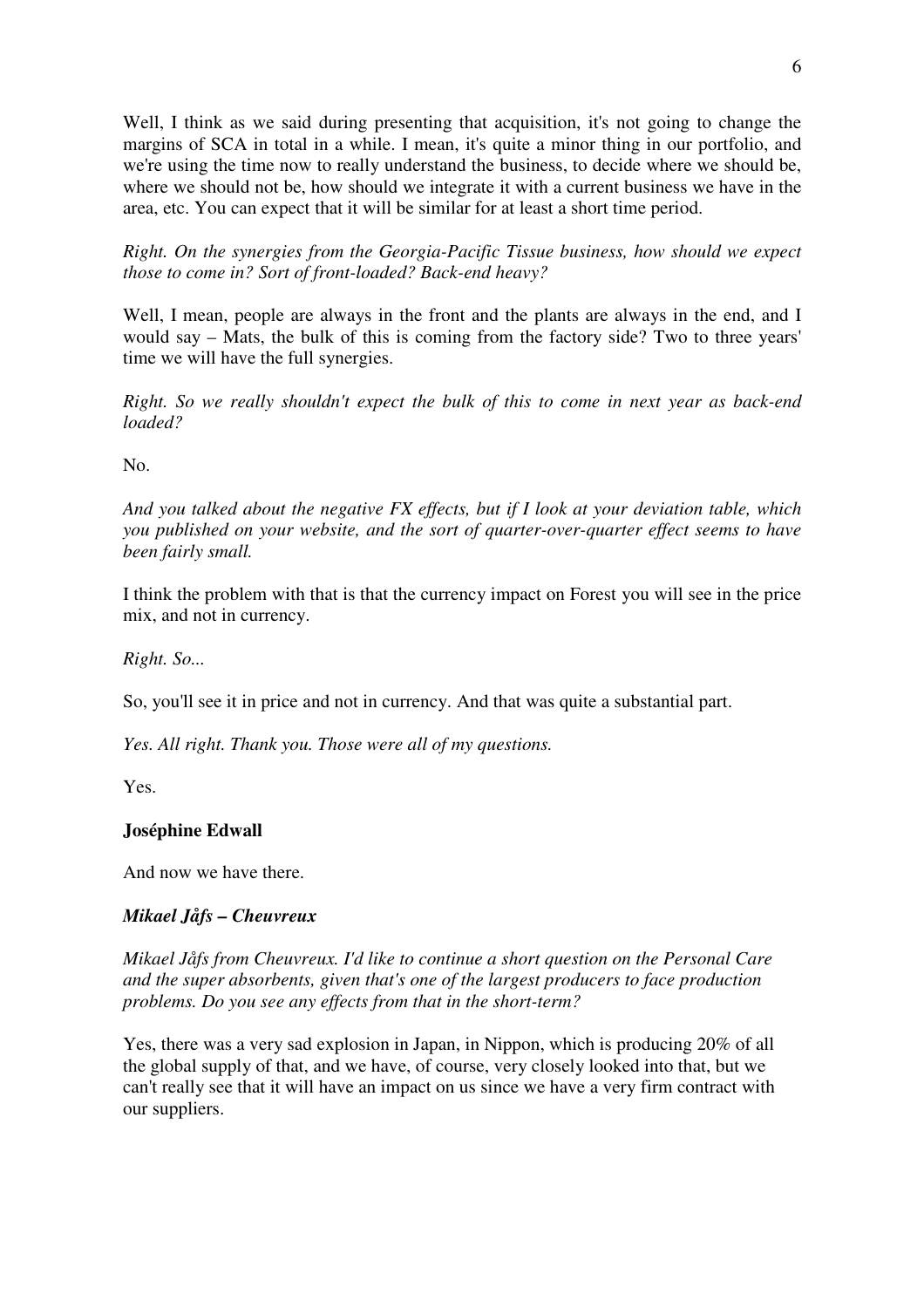Well, I think as we said during presenting that acquisition, it's not going to change the margins of SCA in total in a while. I mean, it's quite a minor thing in our portfolio, and we're using the time now to really understand the business, to decide where we should be, where we should not be, how should we integrate it with a current business we have in the area, etc. You can expect that it will be similar for at least a short time period.

*Right. On the synergies from the Georgia-Pacific Tissue business, how should we expect those to come in? Sort of front-loaded? Back-end heavy?*

Well, I mean, people are always in the front and the plants are always in the end, and I would say – Mats, the bulk of this is coming from the factory side? Two to three years' time we will have the full synergies.

*Right. So we really shouldn't expect the bulk of this to come in next year as back-end loaded?*

No.

*And you talked about the negative FX effects, but if I look at your deviation table, which you published on your website, and the sort of quarter-over-quarter effect seems to have been fairly small.*

I think the problem with that is that the currency impact on Forest you will see in the price mix, and not in currency.

*Right. So...*

So, you'll see it in price and not in currency. And that was quite a substantial part.

*Yes. All right. Thank you. Those were all of my questions.*

Yes.

**Joséphine Edwall**

And now we have there.

***Mikael Jåfs – Cheuvreux***

*Mikael Jåfs from Cheuvreux. I'd like to continue a short question on the Personal Care and the super absorbents, given that's one of the largest producers to face production problems. Do you see any effects from that in the short-term?*

Yes, there was a very sad explosion in Japan, in Nippon, which is producing 20% of all the global supply of that, and we have, of course, very closely looked into that, but we can't really see that it will have an impact on us since we have a very firm contract with our suppliers.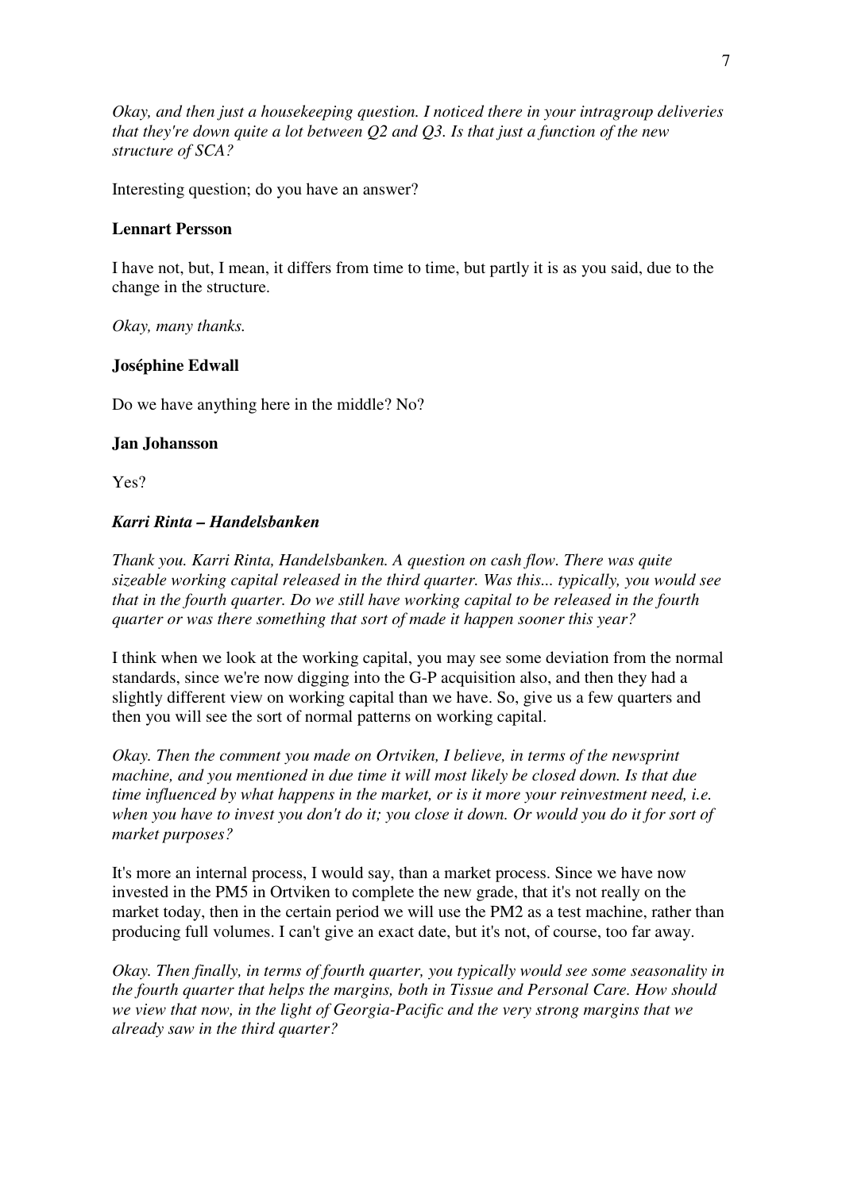*Okay, and then just a housekeeping question. I noticed there in your intragroup deliveries that they're down quite a lot between Q2 and Q3. Is that just a function of the new structure of SCA?*

Interesting question; do you have an answer?

**Lennart Persson**

I have not, but, I mean, it differs from time to time, but partly it is as you said, due to the change in the structure.

*Okay, many thanks.*

**Joséphine Edwall**

Do we have anything here in the middle? No?

**Jan Johansson**

Yes?

***Karri Rinta – Handelsbanken***

*Thank you. Karri Rinta, Handelsbanken. A question on cash flow. There was quite sizeable working capital released in the third quarter. Was this... typically, you would see that in the fourth quarter. Do we still have working capital to be released in the fourth quarter or was there something that sort of made it happen sooner this year?*

I think when we look at the working capital, you may see some deviation from the normal standards, since we're now digging into the G-P acquisition also, and then they had a slightly different view on working capital than we have. So, give us a few quarters and then you will see the sort of normal patterns on working capital.

*Okay. Then the comment you made on Ortviken, I believe, in terms of the newsprint machine, and you mentioned in due time it will most likely be closed down. Is that due time influenced by what happens in the market, or is it more your reinvestment need, i.e. when you have to invest you don't do it; you close it down. Or would you do it for sort of market purposes?*

It's more an internal process, I would say, than a market process. Since we have now invested in the PM5 in Ortviken to complete the new grade, that it's not really on the market today, then in the certain period we will use the PM2 as a test machine, rather than producing full volumes. I can't give an exact date, but it's not, of course, too far away.

*Okay. Then finally, in terms of fourth quarter, you typically would see some seasonality in the fourth quarter that helps the margins, both in Tissue and Personal Care. How should we view that now, in the light of Georgia-Pacific and the very strong margins that we already saw in the third quarter?*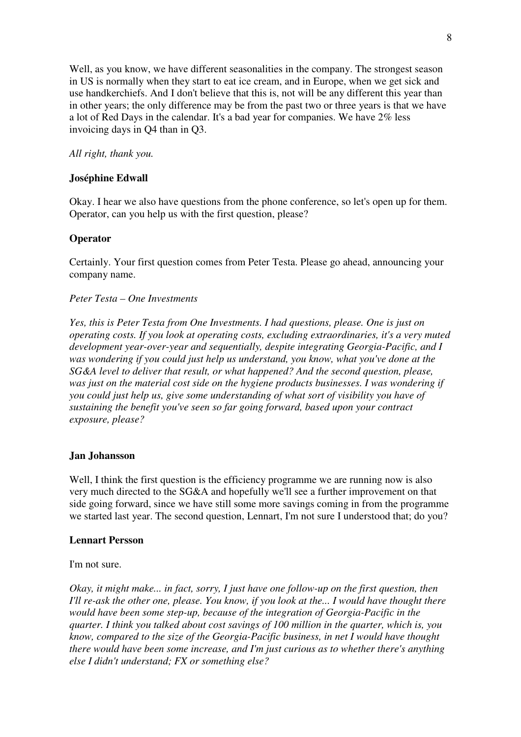Well, as you know, we have different seasonalities in the company. The strongest season in US is normally when they start to eat ice cream, and in Europe, when we get sick and use handkerchiefs. And I don't believe that this is, not will be any different this year than in other years; the only difference may be from the past two or three years is that we have a lot of Red Days in the calendar. It's a bad year for companies. We have 2% less invoicing days in Q4 than in Q3.

*All right, thank you.*

**Joséphine Edwall**

Okay. I hear we also have questions from the phone conference, so let's open up for them. Operator, can you help us with the first question, please?

**Operator**

Certainly. Your first question comes from Peter Testa. Please go ahead, announcing your company name.

*Peter Testa – One Investments*

*Yes, this is Peter Testa from One Investments. I had questions, please. One is just on operating costs. If you look at operating costs, excluding extraordinaries, it's a very muted development year-over-year and sequentially, despite integrating Georgia-Pacific, and I was wondering if you could just help us understand, you know, what you've done at the SG&A level to deliver that result, or what happened? And the second question, please, was just on the material cost side on the hygiene products businesses. I was wondering if you could just help us, give some understanding of what sort of visibility you have of sustaining the benefit you've seen so far going forward, based upon your contract exposure, please?*

**Jan Johansson**

Well, I think the first question is the efficiency programme we are running now is also very much directed to the SG&A and hopefully we'll see a further improvement on that side going forward, since we have still some more savings coming in from the programme we started last year. The second question, Lennart, I'm not sure I understood that; do you?

**Lennart Persson**

I'm not sure.

*Okay, it might make... in fact, sorry, I just have one follow-up on the first question, then I'll re-ask the other one, please. You know, if you look at the... I would have thought there would have been some step-up, because of the integration of Georgia-Pacific in the quarter. I think you talked about cost savings of 100 million in the quarter, which is, you know, compared to the size of the Georgia-Pacific business, in net I would have thought there would have been some increase, and I'm just curious as to whether there's anything else I didn't understand; FX or something else?*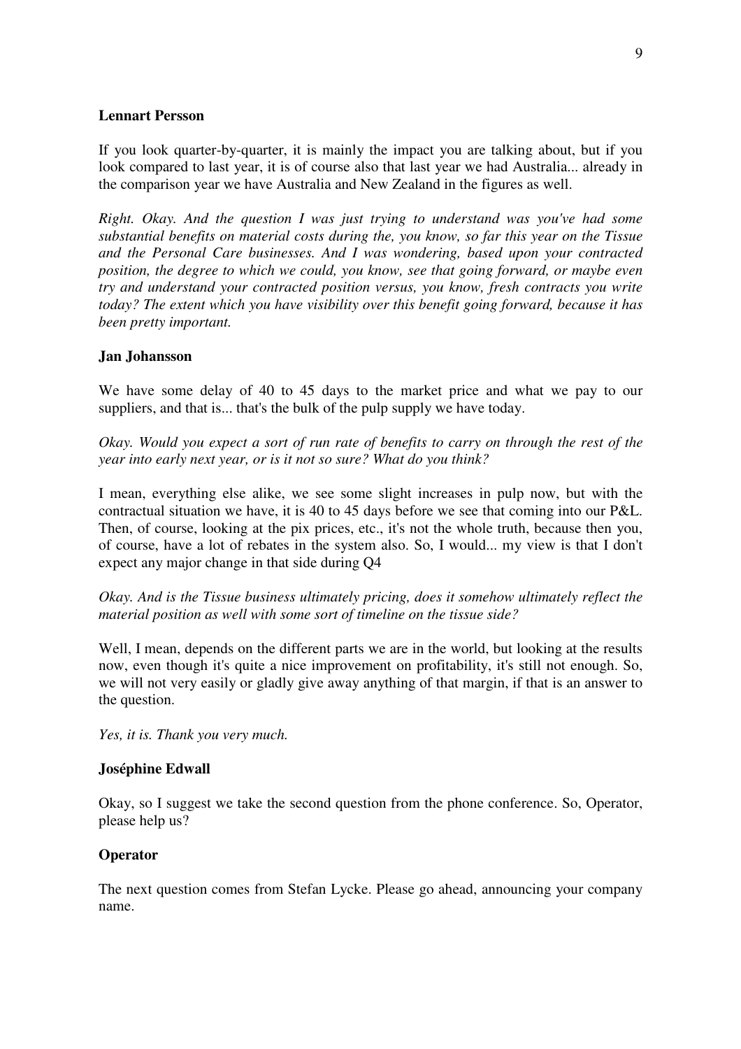**Lennart Persson**

If you look quarter-by-quarter, it is mainly the impact you are talking about, but if you look compared to last year, it is of course also that last year we had Australia... already in the comparison year we have Australia and New Zealand in the figures as well.

*Right. Okay. And the question I was just trying to understand was you've had some substantial benefits on material costs during the, you know, so far this year on the Tissue and the Personal Care businesses. And I was wondering, based upon your contracted position, the degree to which we could, you know, see that going forward, or maybe even try and understand your contracted position versus, you know, fresh contracts you write today? The extent which you have visibility over this benefit going forward, because it has been pretty important.*

**Jan Johansson**

We have some delay of 40 to 45 days to the market price and what we pay to our suppliers, and that is... that's the bulk of the pulp supply we have today.

*Okay. Would you expect a sort of run rate of benefits to carry on through the rest of the year into early next year, or is it not so sure? What do you think?*

I mean, everything else alike, we see some slight increases in pulp now, but with the contractual situation we have, it is 40 to 45 days before we see that coming into our P&L. Then, of course, looking at the pix prices, etc., it's not the whole truth, because then you, of course, have a lot of rebates in the system also. So, I would... my view is that I don't expect any major change in that side during Q4

*Okay. And is the Tissue business ultimately pricing, does it somehow ultimately reflect the material position as well with some sort of timeline on the tissue side?*

Well, I mean, depends on the different parts we are in the world, but looking at the results now, even though it's quite a nice improvement on profitability, it's still not enough. So, we will not very easily or gladly give away anything of that margin, if that is an answer to the question.

*Yes, it is. Thank you very much.*

**Joséphine Edwall**

Okay, so I suggest we take the second question from the phone conference. So, Operator, please help us?

**Operator**

The next question comes from Stefan Lycke. Please go ahead, announcing your company name.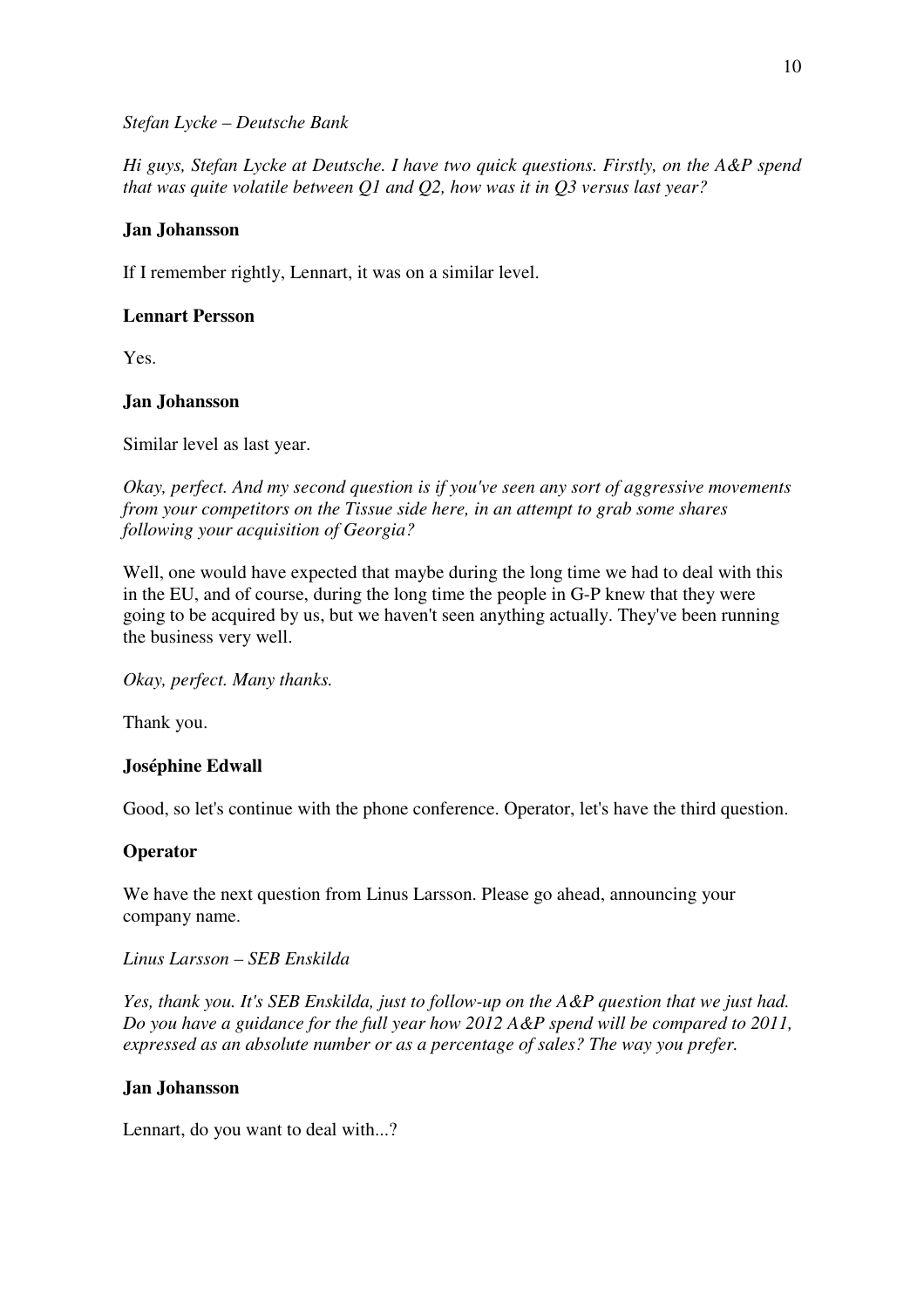*Stefan Lycke – Deutsche Bank*

*Hi guys, Stefan Lycke at Deutsche. I have two quick questions. Firstly, on the A&P spend that was quite volatile between Q1 and Q2, how was it in Q3 versus last year?*

**Jan Johansson**

If I remember rightly, Lennart, it was on a similar level.

**Lennart Persson**

Yes.

**Jan Johansson**

Similar level as last year.

*Okay, perfect. And my second question is if you've seen any sort of aggressive movements from your competitors on the Tissue side here, in an attempt to grab some shares following your acquisition of Georgia?*

Well, one would have expected that maybe during the long time we had to deal with this in the EU, and of course, during the long time the people in G-P knew that they were going to be acquired by us, but we haven't seen anything actually. They've been running the business very well.

*Okay, perfect. Many thanks.*

Thank you.

**Joséphine Edwall**

Good, so let's continue with the phone conference. Operator, let's have the third question.

**Operator**

We have the next question from Linus Larsson. Please go ahead, announcing your company name.

*Linus Larsson – SEB Enskilda*

*Yes, thank you. It's SEB Enskilda, just to follow-up on the A&P question that we just had. Do you have a guidance for the full year how 2012 A&P spend will be compared to 2011, expressed as an absolute number or as a percentage of sales? The way you prefer.*

**Jan Johansson**

Lennart, do you want to deal with...?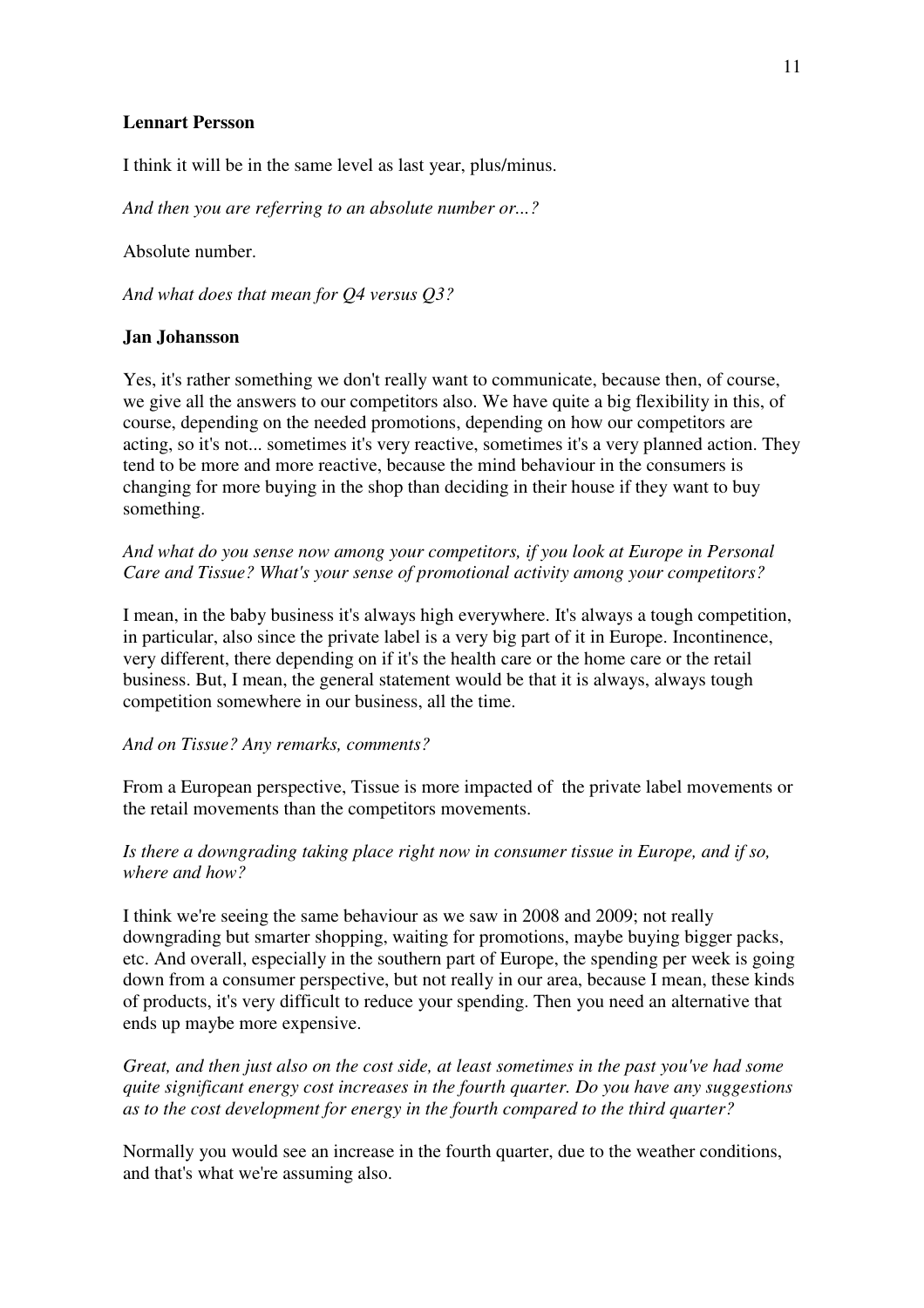**Lennart Persson**

I think it will be in the same level as last year, plus/minus.

*And then you are referring to an absolute number or...?*

Absolute number.

*And what does that mean for Q4 versus Q3?*

**Jan Johansson**

Yes, it's rather something we don't really want to communicate, because then, of course, we give all the answers to our competitors also. We have quite a big flexibility in this, of course, depending on the needed promotions, depending on how our competitors are acting, so it's not... sometimes it's very reactive, sometimes it's a very planned action. They tend to be more and more reactive, because the mind behaviour in the consumers is changing for more buying in the shop than deciding in their house if they want to buy something.

*And what do you sense now among your competitors, if you look at Europe in Personal Care and Tissue? What's your sense of promotional activity among your competitors?*

I mean, in the baby business it's always high everywhere. It's always a tough competition, in particular, also since the private label is a very big part of it in Europe. Incontinence, very different, there depending on if it's the health care or the home care or the retail business. But, I mean, the general statement would be that it is always, always tough competition somewhere in our business, all the time.

*And on Tissue? Any remarks, comments?*

From a European perspective, Tissue is more impacted of the private label movements or the retail movements than the competitors movements.

*Is there a downgrading taking place right now in consumer tissue in Europe, and if so, where and how?*

I think we're seeing the same behaviour as we saw in 2008 and 2009; not really downgrading but smarter shopping, waiting for promotions, maybe buying bigger packs, etc. And overall, especially in the southern part of Europe, the spending per week is going down from a consumer perspective, but not really in our area, because I mean, these kinds of products, it's very difficult to reduce your spending. Then you need an alternative that ends up maybe more expensive.

*Great, and then just also on the cost side, at least sometimes in the past you've had some quite significant energy cost increases in the fourth quarter. Do you have any suggestions as to the cost development for energy in the fourth compared to the third quarter?*

Normally you would see an increase in the fourth quarter, due to the weather conditions, and that's what we're assuming also.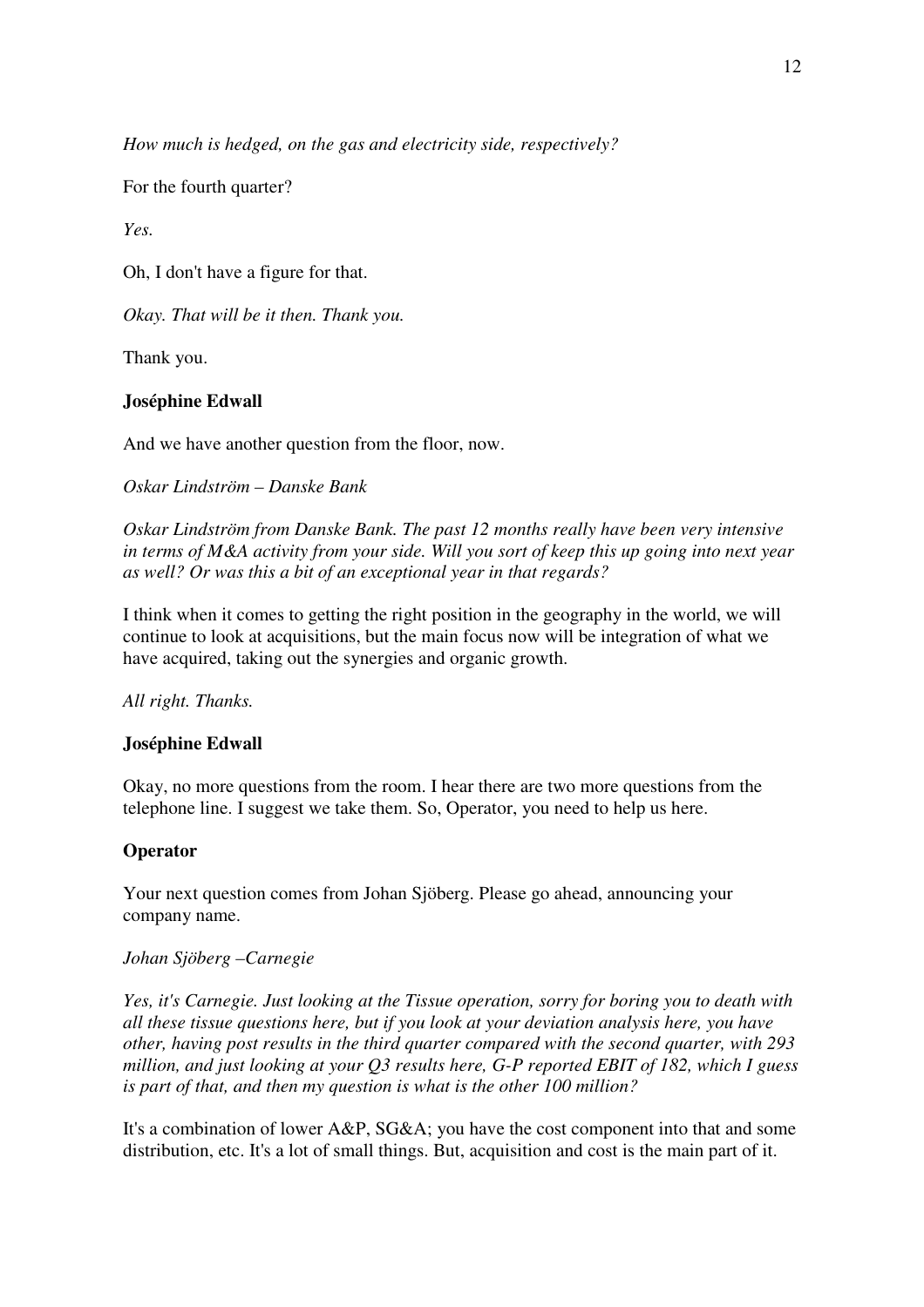*How much is hedged, on the gas and electricity side, respectively?*

For the fourth quarter?

*Yes.*

Oh, I don't have a figure for that.

*Okay. That will be it then. Thank you.*

Thank you.

**Joséphine Edwall**

And we have another question from the floor, now.

*Oskar Lindström – Danske Bank*

*Oskar Lindström from Danske Bank. The past 12 months really have been very intensive in terms of M&A activity from your side. Will you sort of keep this up going into next year as well? Or was this a bit of an exceptional year in that regards?*

I think when it comes to getting the right position in the geography in the world, we will continue to look at acquisitions, but the main focus now will be integration of what we have acquired, taking out the synergies and organic growth.

*All right. Thanks.*

**Joséphine Edwall**

Okay, no more questions from the room. I hear there are two more questions from the telephone line. I suggest we take them. So, Operator, you need to help us here.

**Operator**

Your next question comes from Johan Sjöberg. Please go ahead, announcing your company name.

*Johan Sjöberg –Carnegie*

*Yes, it's Carnegie. Just looking at the Tissue operation, sorry for boring you to death with all these tissue questions here, but if you look at your deviation analysis here, you have other, having post results in the third quarter compared with the second quarter, with 293 million, and just looking at your Q3 results here, G-P reported EBIT of 182, which I guess is part of that, and then my question is what is the other 100 million?*

It's a combination of lower A&P, SG&A; you have the cost component into that and some distribution, etc. It's a lot of small things. But, acquisition and cost is the main part of it.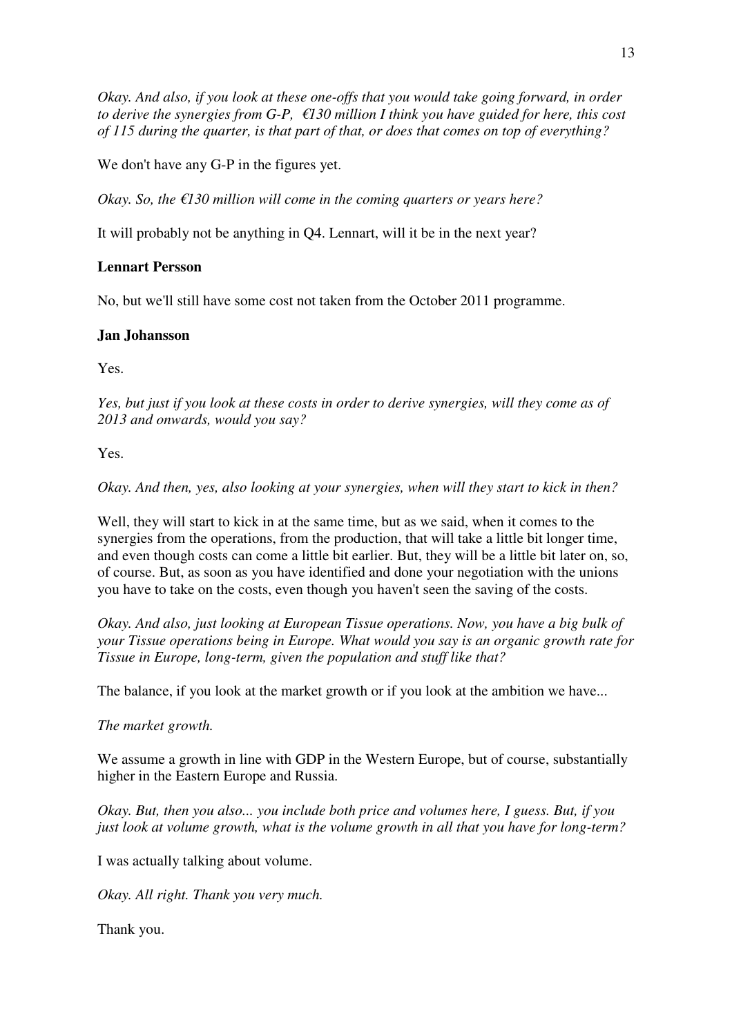*Okay. And also, if you look at these one-offs that you would take going forward, in order to derive the synergies from G-P, €130 million I think you have guided for here, this cost of 115 during the quarter, is that part of that, or does that comes on top of everything?*

We don't have any G-P in the figures yet.

*Okay. So, the €130 million will come in the coming quarters or years here?*

It will probably not be anything in Q4. Lennart, will it be in the next year?

**Lennart Persson**

No, but we'll still have some cost not taken from the October 2011 programme.

**Jan Johansson**

Yes.

*Yes, but just if you look at these costs in order to derive synergies, will they come as of 2013 and onwards, would you say?*

Yes.

*Okay. And then, yes, also looking at your synergies, when will they start to kick in then?*

Well, they will start to kick in at the same time, but as we said, when it comes to the synergies from the operations, from the production, that will take a little bit longer time, and even though costs can come a little bit earlier. But, they will be a little bit later on, so, of course. But, as soon as you have identified and done your negotiation with the unions you have to take on the costs, even though you haven't seen the saving of the costs.

*Okay. And also, just looking at European Tissue operations. Now, you have a big bulk of your Tissue operations being in Europe. What would you say is an organic growth rate for Tissue in Europe, long-term, given the population and stuff like that?*

The balance, if you look at the market growth or if you look at the ambition we have...

*The market growth.*

We assume a growth in line with GDP in the Western Europe, but of course, substantially higher in the Eastern Europe and Russia.

*Okay. But, then you also... you include both price and volumes here, I guess. But, if you just look at volume growth, what is the volume growth in all that you have for long-term?*

I was actually talking about volume.

*Okay. All right. Thank you very much.*

Thank you.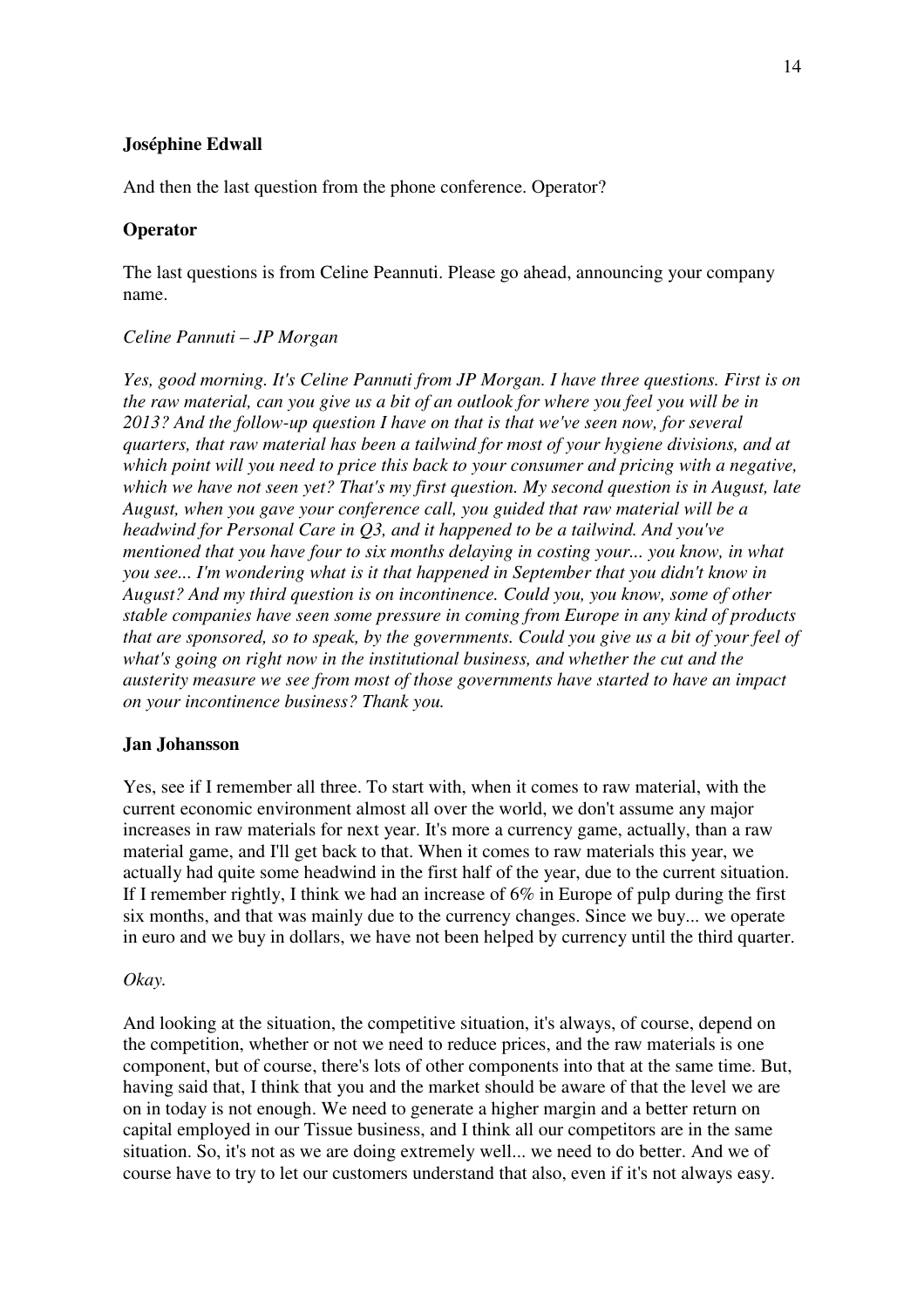**Joséphine Edwall**

And then the last question from the phone conference. Operator?

**Operator**

The last questions is from Celine Peannuti. Please go ahead, announcing your company name.

*Celine Pannuti – JP Morgan*

*Yes, good morning. It's Celine Pannuti from JP Morgan. I have three questions. First is on the raw material, can you give us a bit of an outlook for where you feel you will be in 2013? And the follow-up question I have on that is that we've seen now, for several quarters, that raw material has been a tailwind for most of your hygiene divisions, and at which point will you need to price this back to your consumer and pricing with a negative, which we have not seen yet? That's my first question. My second question is in August, late August, when you gave your conference call, you guided that raw material will be a headwind for Personal Care in Q3, and it happened to be a tailwind. And you've mentioned that you have four to six months delaying in costing your... you know, in what you see... I'm wondering what is it that happened in September that you didn't know in August? And my third question is on incontinence. Could you, you know, some of other stable companies have seen some pressure in coming from Europe in any kind of products that are sponsored, so to speak, by the governments. Could you give us a bit of your feel of what's going on right now in the institutional business, and whether the cut and the austerity measure we see from most of those governments have started to have an impact on your incontinence business? Thank you.*

**Jan Johansson**

Yes, see if I remember all three. To start with, when it comes to raw material, with the current economic environment almost all over the world, we don't assume any major increases in raw materials for next year. It's more a currency game, actually, than a raw material game, and I'll get back to that. When it comes to raw materials this year, we actually had quite some headwind in the first half of the year, due to the current situation. If I remember rightly, I think we had an increase of 6% in Europe of pulp during the first six months, and that was mainly due to the currency changes. Since we buy... we operate in euro and we buy in dollars, we have not been helped by currency until the third quarter.

*Okay.*

And looking at the situation, the competitive situation, it's always, of course, depend on the competition, whether or not we need to reduce prices, and the raw materials is one component, but of course, there's lots of other components into that at the same time. But, having said that, I think that you and the market should be aware of that the level we are on in today is not enough. We need to generate a higher margin and a better return on capital employed in our Tissue business, and I think all our competitors are in the same situation. So, it's not as we are doing extremely well... we need to do better. And we of course have to try to let our customers understand that also, even if it's not always easy.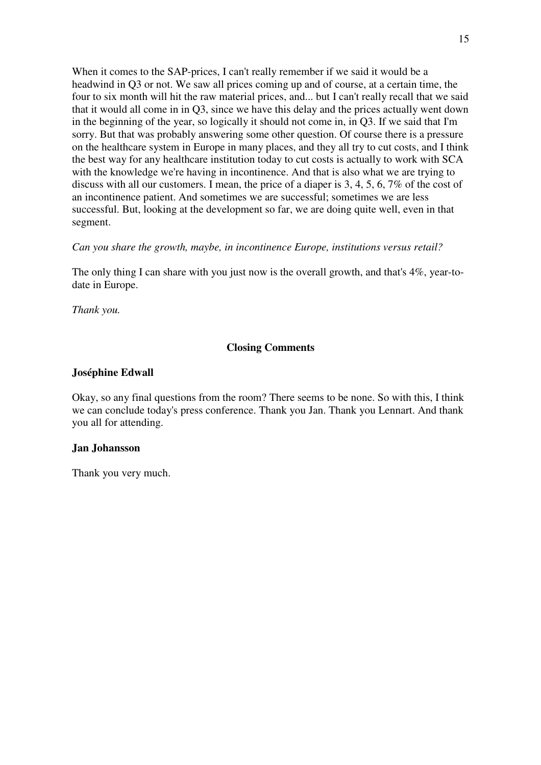When it comes to the SAP-prices, I can't really remember if we said it would be a headwind in Q3 or not. We saw all prices coming up and of course, at a certain time, the four to six month will hit the raw material prices, and... but I can't really recall that we said that it would all come in in Q3, since we have this delay and the prices actually went down in the beginning of the year, so logically it should not come in, in Q3. If we said that I'm sorry. But that was probably answering some other question. Of course there is a pressure on the healthcare system in Europe in many places, and they all try to cut costs, and I think the best way for any healthcare institution today to cut costs is actually to work with SCA with the knowledge we're having in incontinence. And that is also what we are trying to discuss with all our customers. I mean, the price of a diaper is 3, 4, 5, 6, 7% of the cost of an incontinence patient. And sometimes we are successful; sometimes we are less successful. But, looking at the development so far, we are doing quite well, even in that segment.

*Can you share the growth, maybe, in incontinence Europe, institutions versus retail?*

The only thing I can share with you just now is the overall growth, and that's 4%, year-to-date in Europe.

*Thank you.*

## Closing Comments

**Joséphine Edwall**

Okay, so any final questions from the room? There seems to be none. So with this, I think we can conclude today's press conference. Thank you Jan. Thank you Lennart. And thank you all for attending.

**Jan Johansson**

Thank you very much.